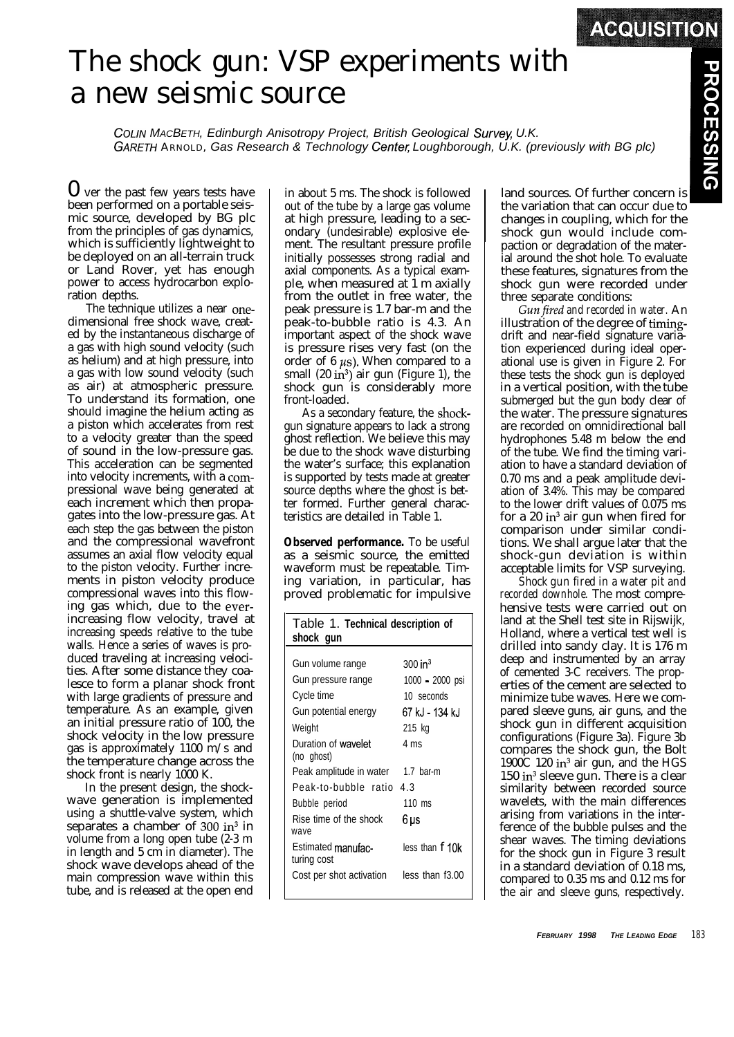# The shock gun: VSP experiments with a new seismic source

*COLIN MACBETH, Edinburgh Anisotropy Project, British Geological Survey, U.K.*
*GARETH ARNOLD, Gas Research & Technology Center, Loughborough, U.K. (previously with BG plc)*

Over the past few years tests have been performed on a portable seismic source, developed by BG plc from the principles of gas dynamics, which is sufficiently lightweight to be deployed on an all-terrain truck or Land Rover, yet has enough power to access hydrocarbon exploration depths.

The technique utilizes a near one-dimensional free shock wave, created by the instantaneous discharge of a gas with high sound velocity (such as helium) and at high pressure, into a gas with low sound velocity (such as air) at atmospheric pressure. To understand its formation, one should imagine the helium acting as a piston which accelerates from rest to a velocity greater than the speed of sound in the low-pressure gas. This acceleration can be segmented into velocity increments, with a compressional wave being generated at each increment which then propagates into the low-pressure gas. At each step the gas between the piston and the compressional wavefront assumes an axial flow velocity equal to the piston velocity. Further increments in piston velocity produce compressional waves into this flowing gas which, due to the ever-increasing flow velocity, travel at increasing speeds relative to the tube walls. Hence a series of waves is produced traveling at increasing velocities. After some distance they coalesce to form a planar shock front with large gradients of pressure and temperature. As an example, given an initial pressure ratio of 100, the shock velocity in the low pressure gas is approximately 1100 m/s and the temperature change across the shock front is nearly 1000 K.

In the present design, the shock-wave generation is implemented using a shuttle-valve system, which separates a chamber of 300 $in^3$ in volume from a long open tube (2-3 m in length and 5 cm in diameter). The shock wave develops ahead of the main compression wave within this tube, and is released at the open end in about 5 ms. The shock is followed out of the tube by a large gas volume at high pressure, leading to a secondary (undesirable) explosive element. The resultant pressure profile initially possesses strong radial and axial components. As a typical example, when measured at 1 m axially from the outlet in free water, the peak pressure is 1.7 bar-m and the peak-to-bubble ratio is 4.3. An important aspect of the shock wave is pressure rises very fast (on the order of 6 $\mu s$). When compared to a small (20 $in^3$) air gun (Figure 1), the shock gun is considerably more front-loaded.

As a secondary feature, the shock-gun signature appears to lack a strong ghost reflection. We believe this may be due to the shock wave disturbing the water's surface; this explanation is supported by tests made at greater source depths where the ghost is better formed. Further general characteristics are detailed in Table 1.

**Observed performance.** To be useful as a seismic source, the emitted waveform must be repeatable. Timing variation, in particular, has proved problematic for impulsive land sources. Of further concern is the variation that can occur due to changes in coupling, which for the shock gun would include compaction or degradation of the material around the shot hole. To evaluate these features, signatures from the shock gun were recorded under three separate conditions:

*Gun fired and recorded in water.* An illustration of the degree of timing-drift and near-field signature variation experienced during ideal operational use is given in Figure 2. For these tests the shock gun is deployed in a vertical position, with the tube submerged but the gun body clear of the water. The pressure signatures are recorded on omnidirectional ball hydrophones 5.48 m below the end of the tube. We find the timing variation to have a standard deviation of 0.70 ms and a peak amplitude deviation of 3.4%. This may be compared to the lower drift values of 0.075 ms for a 20 $in^3$ air gun when fired for comparison under similar conditions. We shall argue later that the shock-gun deviation is within acceptable limits for VSP surveying.

*Shock gun fired in a water pit and recorded downhole.* The most comprehensive tests were carried out on land at the Shell test site in Rijswijk, Holland, where a vertical test well is drilled into sandy clay. It is 176 m deep and instrumented by an array of cemented 3-C receivers. The properties of the cement are selected to minimize tube waves. Here we compared sleeve guns, air guns, and the shock gun in different acquisition configurations (Figure 3a). Figure 3b compares the shock gun, the Bolt 1900C 120 $in^3$ air gun, and the HGS 150 $in^3$ sleeve gun. There is a clear similarity between recorded source wavelets, with the main differences arising from variations in the interference of the bubble pulses and the shear waves. The timing deviations for the shock gun in Figure 3 result in a standard deviation of 0.18 ms, compared to 0.35 ms and 0.12 ms for the air and sleeve guns, respectively.

Table 1. **Technical description of shock gun**

| | |
|---|---|
| Gun volume range | 300 $in^3$ |
| Gun pressure range | 1000 - 2000 psi |
| Cycle time | 10 seconds |
| Gun potential energy | 67 kJ - 134 kJ |
| Weight | 215 kg |
| Duration of wavelet (no ghost) | 4 ms |
| Peak amplitude in water | 1.7 bar-m |
| Peak-to-bubble ratio | 4.3 |
| Bubble period | 110 ms |
| Rise time of the shock wave | 6 µs |
| Estimated manufacturing cost | less than £10k |
| Cost per shot activation | less than £3.00 |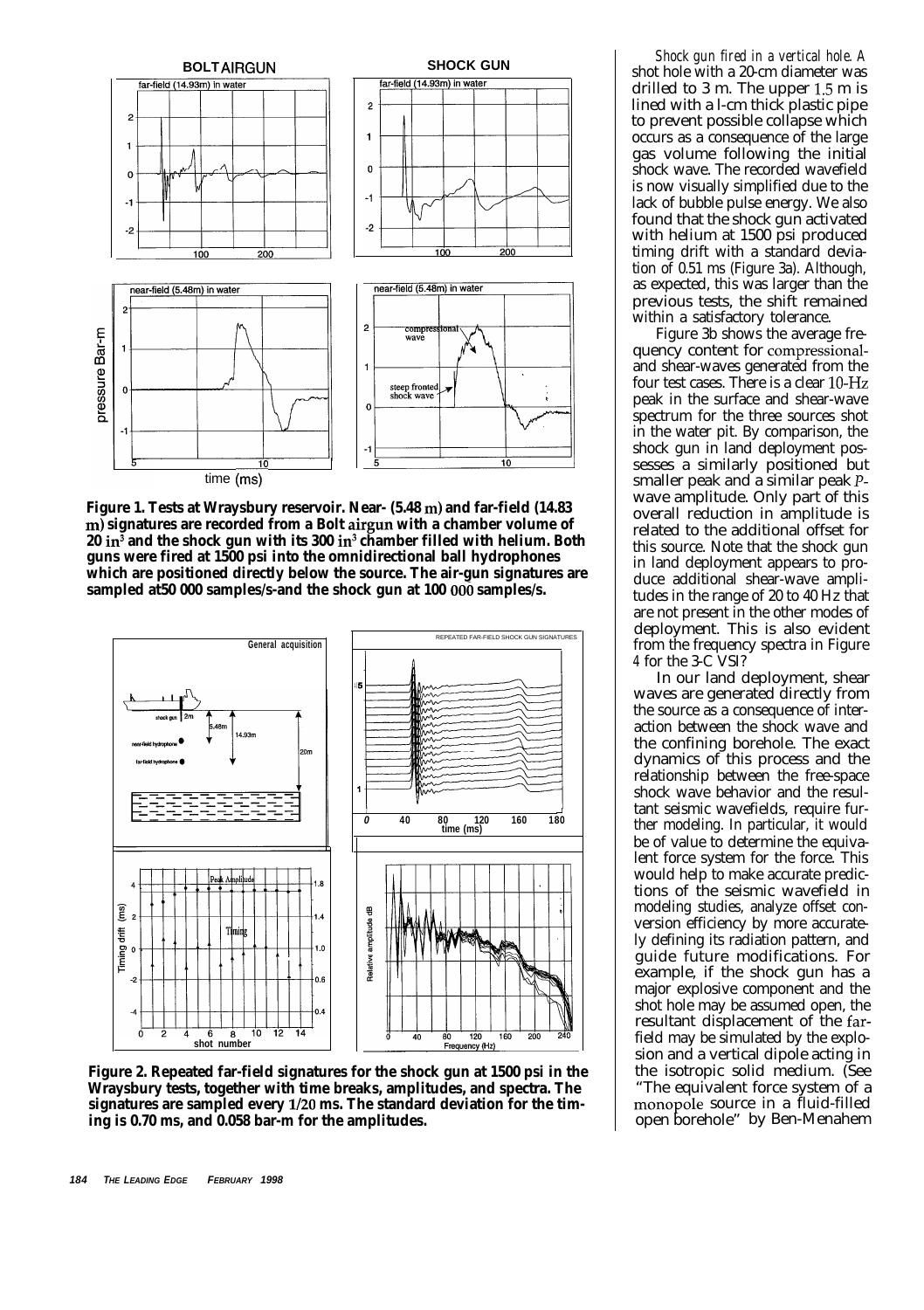Figure 1. Tests at Wraysbury reservoir. Near- (5.48 m) and far-field (14.83 m) signatures are recorded from a Bolt airgun with a chamber volume of 20 $in^3$ and the shock gun with its 300 $in^3$ chamber filled with helium. Both guns were fired at 1500 psi into the omnidirectional ball hydrophones which are positioned directly below the source. The air-gun signatures are sampled at50 000 samples/s-and the shock gun at 100 000 samples/s.

Figure 2. Repeated far-field signatures for the shock gun at 1500 psi in the Wraysbury tests, together with time breaks, amplitudes, and spectra. The signatures are sampled every 1/20 ms. The standard deviation for the timing is 0.70 ms, and 0.058 bar-m for the amplitudes.

*Shock gun fired in a vertical hole.* A shot hole with a 20-cm diameter was drilled to 3 m. The upper 1.5 m is lined with a l-cm thick plastic pipe to prevent possible collapse which occurs as a consequence of the large gas volume following the initial shock wave. The recorded wavefield is now visually simplified due to the lack of bubble pulse energy. We also found that the shock gun activated with helium at 1500 psi produced timing drift with a standard deviation of 0.51 ms (Figure 3a). Although, as expected, this was larger than the previous tests, the shift remained within a satisfactory tolerance.

Figure 3b shows the average frequency content for compressional- and shear-waves generated from the four test cases. There is a clear 10-Hz peak in the surface and shear-wave spectrum for the three sources shot in the water pit. By comparison, the shock gun in land deployment possesses a similarly positioned but smaller peak and a similar peak *P*-wave amplitude. Only part of this overall reduction in amplitude is related to the additional offset for this source. Note that the shock gun in land deployment appears to produce additional shear-wave amplitudes in the range of 20 to 40 Hz that are not present in the other modes of deployment. This is also evident from the frequency spectra in Figure 4 for the 3-C VSI?

In our land deployment, shear waves are generated directly from the source as a consequence of interaction between the shock wave and the confining borehole. The exact dynamics of this process and the relationship between the free-space shock wave behavior and the resultant seismic wavefields, require further modeling. In particular, it would be of value to determine the equivalent force system for the force. This would help to make accurate predictions of the seismic wavefield in modeling studies, analyze offset conversion efficiency by more accurately defining its radiation pattern, and guide future modifications. For example, if the shock gun has a major explosive component and the shot hole may be assumed open, the resultant displacement of the far-field may be simulated by the explosion and a vertical dipole acting in the isotropic solid medium. (See "The equivalent force system of a monopole source in a fluid-filled open borehole" by Ben-Menahem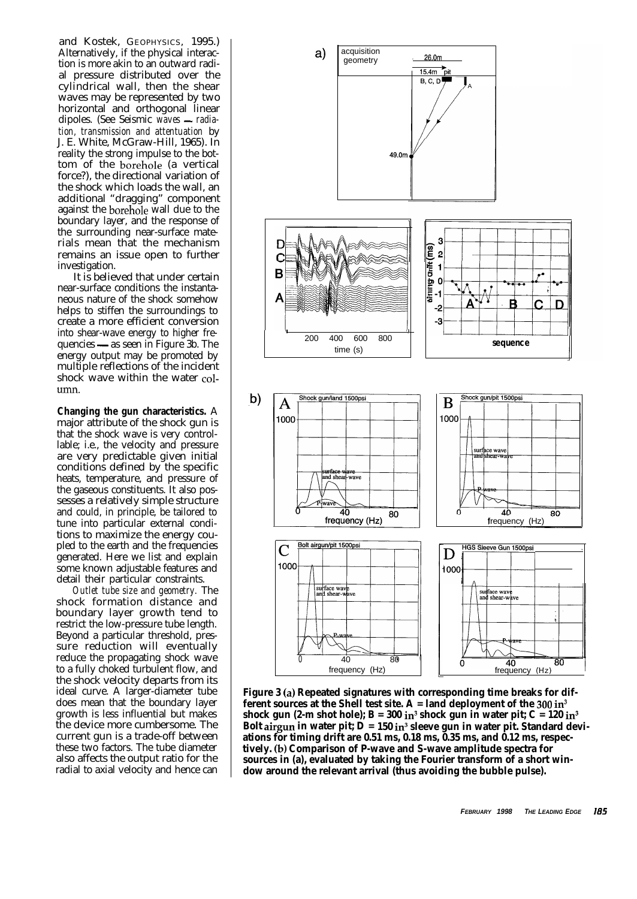and Kostek, GEOPHYSICS, 1995.) Alternatively, if the physical interaction is more akin to an outward radial pressure distributed over the cylindrical wall, then the shear waves may be represented by two horizontal and orthogonal linear dipoles. (See *Seismic waves — radiation, transmission and attentuation* by J. E. White, McGraw-Hill, 1965). In reality the strong impulse to the bottom of the borehole (a vertical force?), the directional variation of the shock which loads the wall, an additional "dragging" component against the borehole wall due to the boundary layer, and the response of the surrounding near-surface materials mean that the mechanism remains an issue open to further investigation.

It is believed that under certain near-surface conditions the instantaneous nature of the shock somehow helps to stiffen the surroundings to create a more efficient conversion into shear-wave energy to higher frequencies — as seen in Figure 3b. The energy output may be promoted by multiple reflections of the incident shock wave within the water column.

**Changing the gun characteristics.** A major attribute of the shock gun is that the shock wave is very controllable; i.e., the velocity and pressure are very predictable given initial conditions defined by the specific heats, temperature, and pressure of the gaseous constituents. It also possesses a relatively simple structure and could, in principle, be tailored to tune into particular external conditions to maximize the energy coupled to the earth and the frequencies generated. Here we list and explain some known adjustable features and detail their particular constraints.

*Outlet tube size and geometry.* The shock formation distance and boundary layer growth tend to restrict the low-pressure tube length. Beyond a particular threshold, pressure reduction will eventually reduce the propagating shock wave to a fully choked turbulent flow, and the shock velocity departs from its ideal curve. A larger-diameter tube does mean that the boundary layer growth is less influential but makes the device more cumbersome. The current gun is a trade-off between these two factors. The tube diameter also affects the output ratio for the radial to axial velocity and hence can

**Figure 3 (a) Repeated signatures with corresponding time breaks for different sources at the Shell test site. A = land deployment of the 300 in$^3$ shock gun (2-m shot hole); B = 300 in$^3$ shock gun in water pit; C = 120 in$^3$ Bolt airgun in water pit; D = 150 in$^3$ sleeve gun in water pit. Standard deviations for timing drift are 0.51 ms, 0.18 ms, 0.35 ms, and 0.12 ms, respectively. (b) Comparison of P-wave and S-wave amplitude spectra for sources in (a), evaluated by taking the Fourier transform of a short window around the relevant arrival (thus avoiding the bubble pulse).**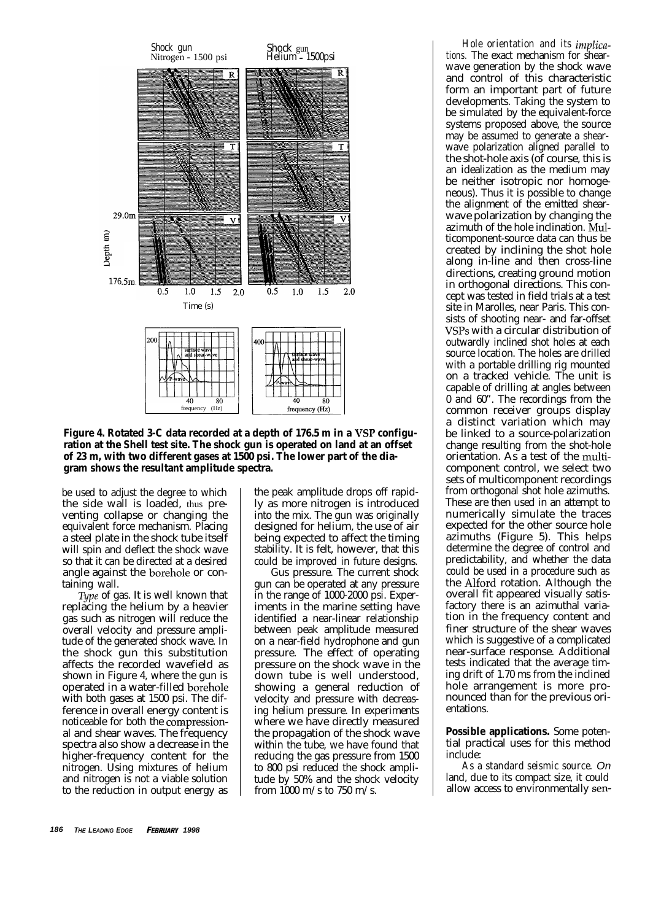**Figure 4. Rotated 3-C data recorded at a depth of 176.5 m in a VSP configuration at the Shell test site. The shock gun is operated on land at an offset of 23 m, with two different gases at 1500 psi. The lower part of the diagram shows the resultant amplitude spectra.**

be used to adjust the degree to which the side wall is loaded, thus preventing collapse or changing the equivalent force mechanism. Placing a steel plate in the shock tube itself will spin and deflect the shock wave so that it can be directed at a desired angle against the borehole or containing wall.

*Type* of gas. It is well known that replacing the helium by a heavier gas such as nitrogen will reduce the overall velocity and pressure amplitude of the generated shock wave. In the shock gun this substitution affects the recorded wavefield as shown in Figure 4, where the gun is operated in a water-filled borehole with both gases at 1500 psi. The difference in overall energy content is noticeable for both the compressional and shear waves. The frequency spectra also show a decrease in the higher-frequency content for the nitrogen. Using mixtures of helium and nitrogen is not a viable solution to the reduction in output energy as the peak amplitude drops off rapidly as more nitrogen is introduced into the mix. The gun was originally designed for helium, the use of air being expected to affect the timing stability. It is felt, however, that this could be improved in future designs.

Gus pressure. The current shock gun can be operated at any pressure in the range of 1000-2000 psi. Experiments in the marine setting have identified a near-linear relationship between peak amplitude measured on a near-field hydrophone and gun pressure. The effect of operating pressure on the shock wave in the down tube is well understood, showing a general reduction of velocity and pressure with decreasing helium pressure. In experiments where we have directly measured the propagation of the shock wave within the tube, we have found that reducing the gas pressure from 1500 to 800 psi reduced the shock amplitude by 50% and the shock velocity from 1000 m/s to 750 m/s.

*Hole orientation and its implications.* The exact mechanism for shear-wave generation by the shock wave and control of this characteristic form an important part of future developments. Taking the system to be simulated by the equivalent-force systems proposed above, the source may be assumed to generate a shear-wave polarization aligned parallel to the shot-hole axis (of course, this is an idealization as the medium may be neither isotropic nor homogeneous). Thus it is possible to change the alignment of the emitted shear-wave polarization by changing the azimuth of the hole inclination. Multicomponent-source data can thus be created by inclining the shot hole along in-line and then cross-line directions, creating ground motion in orthogonal directions. This concept was tested in field trials at a test site in Marolles, near Paris. This consists of shooting near- and far-offset VSPs with a circular distribution of outwardly inclined shot holes at each source location. The holes are drilled with a portable drilling rig mounted on a tracked vehicle. The unit is capable of drilling at angles between 0 and 60°. The recordings from the common receiver groups display a distinct variation which may be linked to a source-polarization change resulting from the shot-hole orientation. As a test of the multicomponent concept, we select two sets of multicomponent recordings from orthogonal shot hole azimuths. These are then used in an attempt to numerically simulate the traces expected for the other source hole azimuths (Figure 5). This helps determine the degree of control and predictability, and whether the data could be used in a procedure such as the Alford rotation. Although the overall fit appeared visually satisfactory there is an azimuthal variation in the frequency content and finer structure of the shear waves which is suggestive of a complicated near-surface response. Additional tests indicated that the average timing drift of 1.70 ms from the inclined hole arrangement is more pronounced than for the previous orientations.

**Possible applications.** Some potential practical uses for this method include:

*As a standard seismic source.* On land, due to its compact size, it could allow access to environmentally sen-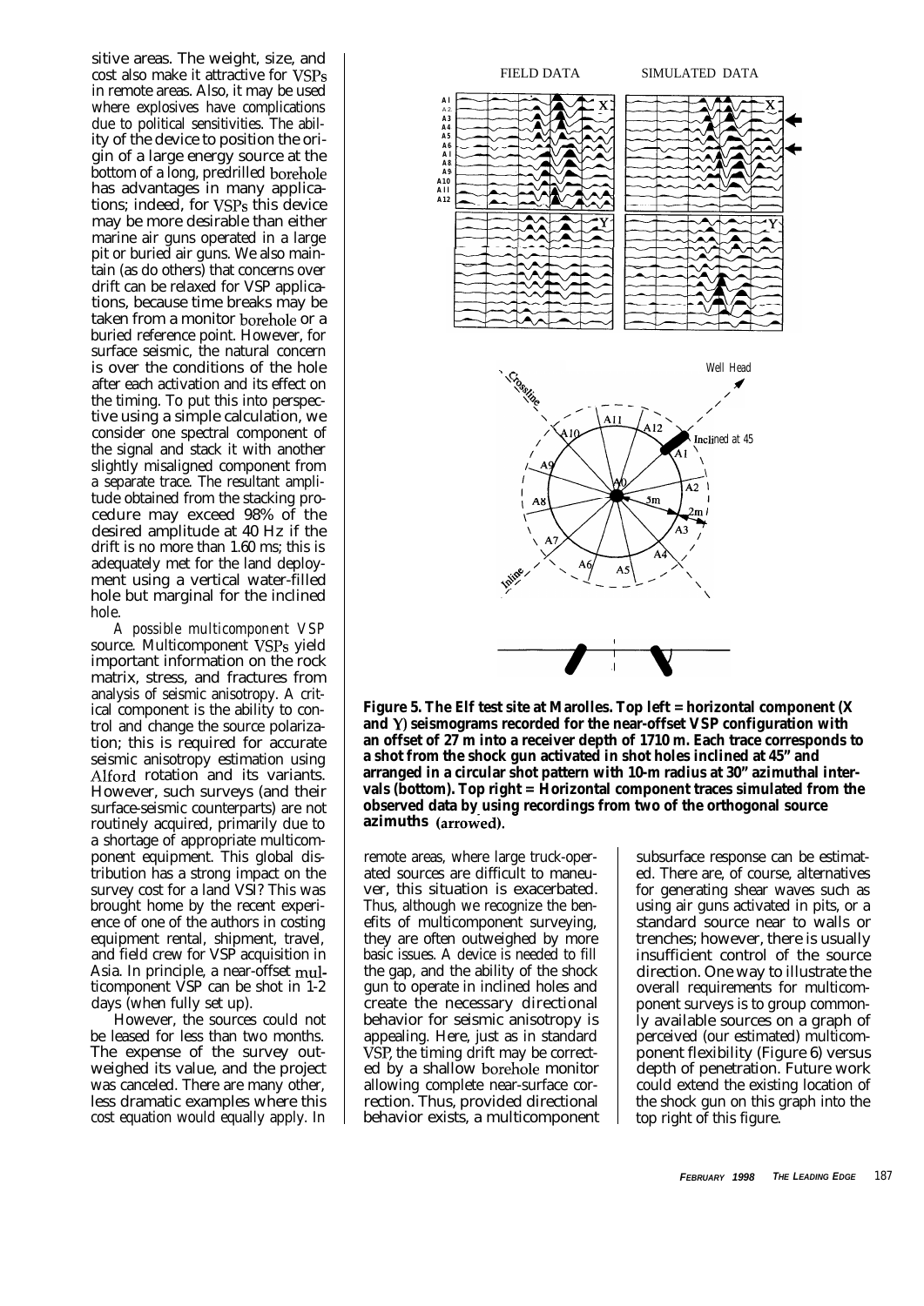sitive areas. The weight, size, and cost also make it attractive for VSPs in remote areas. Also, it may be used where explosives have complications due to political sensitivities. The ability of the device to position the origin of a large energy source at the bottom of a long, predrilled borehole has advantages in many applications; indeed, for VSPs this device may be more desirable than either marine air guns operated in a large pit or buried air guns. We also maintain (as do others) that concerns over drift can be relaxed for VSP applications, because time breaks may be taken from a monitor borehole or a buried reference point. However, for surface seismic, the natural concern is over the conditions of the hole after each activation and its effect on the timing. To put this into perspective using a simple calculation, we consider one spectral component of the signal and stack it with another slightly misaligned component from a separate trace. The resultant amplitude obtained from the stacking procedure may exceed 98% of the desired amplitude at 40 Hz if the drift is no more than 1.60 ms; this is adequately met for the land deployment using a vertical water-filled hole but marginal for the inclined hole.

*A possible multicomponent VSP source.* Multicomponent VSPs yield important information on the rock matrix, stress, and fractures from analysis of seismic anisotropy. A critical component is the ability to control and change the source polarization; this is required for accurate seismic anisotropy estimation using Alford rotation and its variants. However, such surveys (and their surface-seismic counterparts) are not routinely acquired, primarily due to a shortage of appropriate multicomponent equipment. This global distribution has a strong impact on the survey cost for a land VSI? This was brought home by the recent experience of one of the authors in costing equipment rental, shipment, travel, and field crew for VSP acquisition in Asia. In principle, a near-offset multicomponent VSP can be shot in 1-2 days (when fully set up).

However, the sources could not be leased for less than two months. The expense of the survey outweighed its value, and the project was canceled. There are many other, less dramatic examples where this cost equation would equally apply. In remote areas, where large truck-operated sources are difficult to maneuver, this situation is exacerbated. Thus, although we recognize the benefits of multicomponent surveying, they are often outweighed by more basic issues. A device is needed to fill the gap, and the ability of the shock gun to operate in inclined holes and create the necessary directional behavior for seismic anisotropy is appealing. Here, just as in standard VSP, the timing drift may be corrected by a shallow borehole monitor allowing complete near-surface correction. Thus, provided directional behavior exists, a multicomponent subsurface response can be estimated. There are, of course, alternatives for generating shear waves such as using air guns activated in pits, or a standard source near to walls or trenches; however, there is usually insufficient control of the source direction. One way to illustrate the overall requirements for multicomponent surveys is to group commonly available sources on a graph of perceived (our estimated) multicomponent flexibility (Figure 6) versus depth of penetration. Future work could extend the existing location of the shock gun on this graph into the top right of this figure.

**Figure 5. The Elf test site at Marolles. Top left = horizontal component (X and Y) seismograms recorded for the near-offset VSP configuration with an offset of 27 m into a receiver depth of 1710 m. Each trace corresponds to a shot from the shock gun activated in shot holes inclined at 45° and arranged in a circular shot pattern with 10-m radius at 30° azimuthal intervals (bottom). Top right = Horizontal component traces simulated from the observed data by using recordings from two of the orthogonal source azimuths (arrowed).**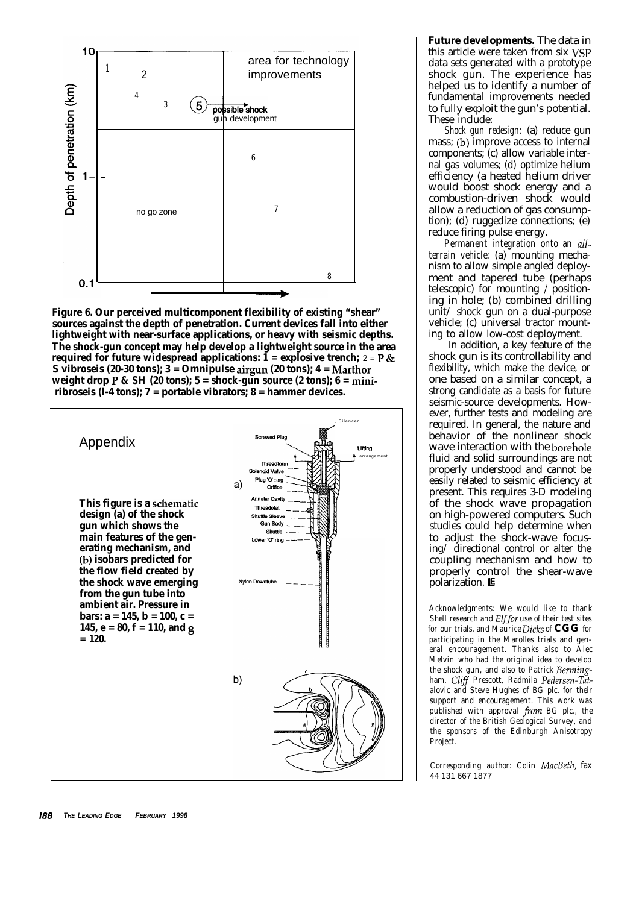**Figure 6. Our perceived multicomponent flexibility of existing "shear" sources against the depth of penetration. Current devices fall into either lightweight with near-surface applications, or heavy with seismic depths. The shock-gun concept may help develop a lightweight source in the area required for future widespread applications: 1 = explosive trench; 2 = P & S vibroseis (20-30 tons); 3 = Omnipulse airgun (20 tons); 4 = Marthor weight drop P & SH (20 tons); 5 = shock-gun source (2 tons); 6 = mini-vibroseis (1-4 tons); 7 = portable vibrators; 8 = hammer devices.**

## Appendix

**This figure is a schematic design (a) of the shock gun which shows the main features of the generating mechanism, and (b) isobars predicted for the flow field created by the shock wave emerging from the gun tube into ambient air. Pressure in bars: a = 145, b = 100, c = 145, e = 80, f = 110, and g = 120.**

**Future developments.** The data in this article were taken from six VSP data sets generated with a prototype shock gun. The experience has helped us to identify a number of fundamental improvements needed to fully exploit the gun's potential. These include:

*Shock gun redesign:* (a) reduce gun mass; (b) improve access to internal components; (c) allow variable internal gas volumes; (d) optimize helium efficiency (a heated helium driver would boost shock energy and a combustion-driven shock would allow a reduction of gas consumption); (d) ruggedize connections; (e) reduce firing pulse energy.

*Permanent integration onto an all-terrain vehicle:* (a) mounting mechanism to allow simple angled deployment and tapered tube (perhaps telescopic) for mounting / positioning in hole; (b) combined drilling unit/ shock gun on a dual-purpose vehicle; (c) universal tractor mounting to allow low-cost deployment.

In addition, a key feature of the shock gun is its controllability and flexibility, which make the device, or one based on a similar concept, a strong candidate as a basis for future seismic-source developments. However, further tests and modeling are required. In general, the nature and behavior of the nonlinear shock wave interaction with the borehole fluid and solid surroundings are not properly understood and cannot be easily related to seismic efficiency at present. This requires 3-D modeling of the shock wave propagation on high-powered computers. Such studies could help determine when to adjust the shock-wave focusing/ directional control or alter the coupling mechanism and how to properly control the shear-wave polarization.

*Acknowledgments: We would like to thank Shell research and Elf for use of their test sites for our trials, and Maurice Dicks of CGG for participating in the Marolles trials and general encouragement. Thanks also to Alec Melvin who had the original idea to develop the shock gun, and also to Patrick Bermingham, Cliff Prescott, Radmila Pedersen-Tatalovic and Steve Hughes of BG plc. for their support and encouragement. This work was published with approval from BG plc., the director of the British Geological Survey, and the sponsors of the Edinburgh Anisotropy Project.*

*Corresponding author: Colin MacBeth, fax 44 131 667 1877*